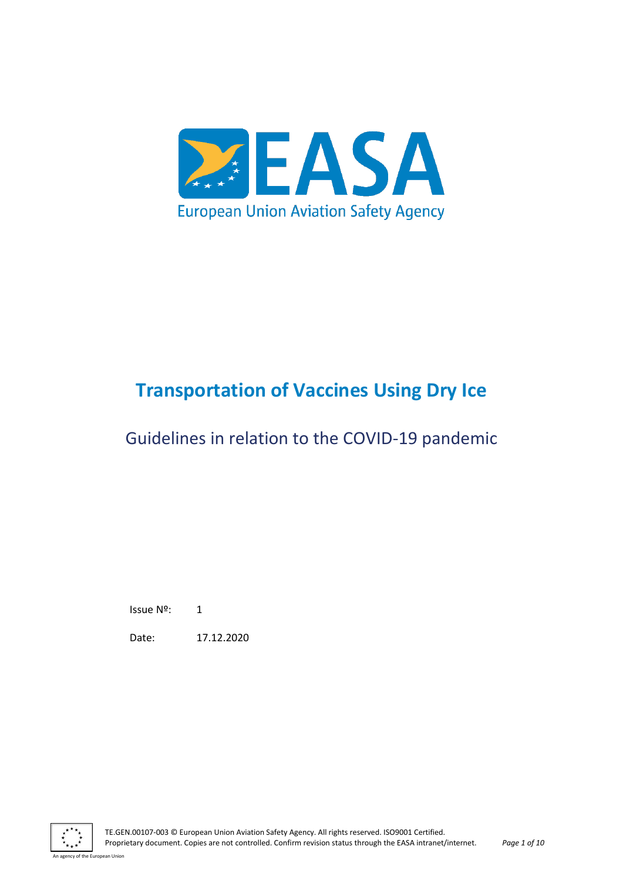EASA

European Union Aviation Safety Agency

# Transportation of Vaccines Using Dry Ice

## Guidelines in relation to the COVID-19 pandemic

Issue Nº: 1

Date: 17.12.2020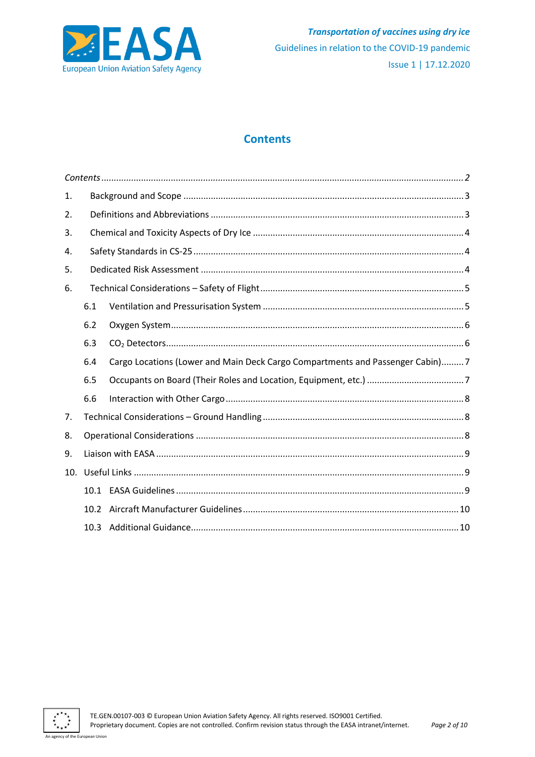# Contents

*Contents* ........................................................................................................................................... 2

1. Background and Scope ............................................................................................................. 3
2. Definitions and Abbreviations ................................................................................................... 3
3. Chemical and Toxicity Aspects of Dry Ice .................................................................................. 4
4. Safety Standards in CS-25 .......................................................................................................... 4
5. Dedicated Risk Assessment ....................................................................................................... 4
6. Technical Considerations – Safety of Flight ............................................................................... 5
   - 6.1 Ventilation and Pressurisation System ............................................................................... 5
   - 6.2 Oxygen System ................................................................................................................... 6
   - 6.3 $CO_2$ Detectors ..................................................................................................................... 6
   - 6.4 Cargo Locations (Lower and Main Deck Cargo Compartments and Passenger Cabin) ......... 7
   - 6.5 Occupants on Board (Their Roles and Location, Equipment, etc.) ...................................... 7
   - 6.6 Interaction with Other Cargo .............................................................................................. 8
7. Technical Considerations – Ground Handling ............................................................................ 8
8. Operational Considerations ....................................................................................................... 8
9. Liaison with EASA ....................................................................................................................... 9
10. Useful Links ............................................................................................................................... 9
    - 10.1 EASA Guidelines ................................................................................................................ 9
    - 10.2 Aircraft Manufacturer Guidelines .................................................................................... 10
    - 10.3 Additional Guidance ........................................................................................................ 10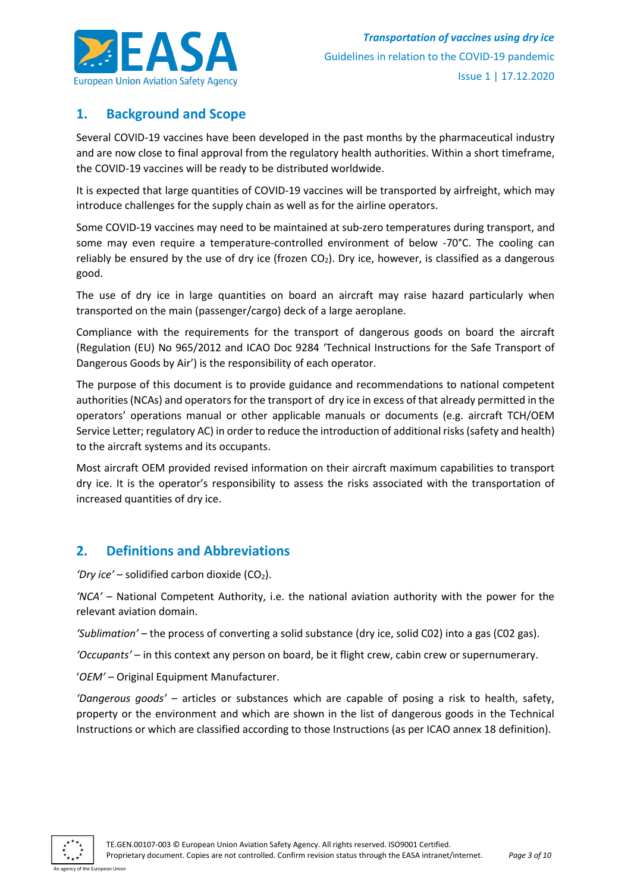## 1. Background and Scope

Several COVID-19 vaccines have been developed in the past months by the pharmaceutical industry and are now close to final approval from the regulatory health authorities. Within a short timeframe, the COVID-19 vaccines will be ready to be distributed worldwide.

It is expected that large quantities of COVID-19 vaccines will be transported by airfreight, which may introduce challenges for the supply chain as well as for the airline operators.

Some COVID-19 vaccines may need to be maintained at sub-zero temperatures during transport, and some may even require a temperature-controlled environment of below -70°C. The cooling can reliably be ensured by the use of dry ice (frozen $CO_2$). Dry ice, however, is classified as a dangerous good.

The use of dry ice in large quantities on board an aircraft may raise hazard particularly when transported on the main (passenger/cargo) deck of a large aeroplane.

Compliance with the requirements for the transport of dangerous goods on board the aircraft (Regulation (EU) No 965/2012 and ICAO Doc 9284 'Technical Instructions for the Safe Transport of Dangerous Goods by Air') is the responsibility of each operator.

The purpose of this document is to provide guidance and recommendations to national competent authorities (NCAs) and operators for the transport of dry ice in excess of that already permitted in the operators' operations manual or other applicable manuals or documents (e.g. aircraft TCH/OEM Service Letter; regulatory AC) in order to reduce the introduction of additional risks (safety and health) to the aircraft systems and its occupants.

Most aircraft OEM provided revised information on their aircraft maximum capabilities to transport dry ice. It is the operator's responsibility to assess the risks associated with the transportation of increased quantities of dry ice.

## 2. Definitions and Abbreviations

*'Dry ice'* – solidified carbon dioxide ($CO_2$).

*'NCA'* – National Competent Authority, i.e. the national aviation authority with the power for the relevant aviation domain.

*'Sublimation'* – the process of converting a solid substance (dry ice, solid C02) into a gas (C02 gas).

*'Occupants'* – in this context any person on board, be it flight crew, cabin crew or supernumerary.

*'OEM'* – Original Equipment Manufacturer.

*'Dangerous goods'* – articles or substances which are capable of posing a risk to health, safety, property or the environment and which are shown in the list of dangerous goods in the Technical Instructions or which are classified according to those Instructions (as per ICAO annex 18 definition).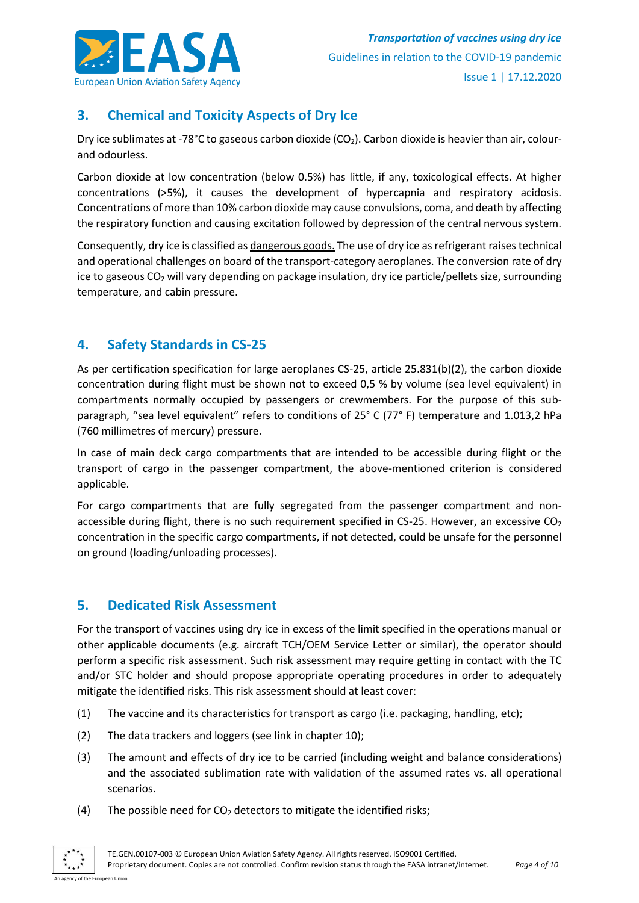## 3. Chemical and Toxicity Aspects of Dry Ice

Dry ice sublimates at -78°C to gaseous carbon dioxide ($CO_2$). Carbon dioxide is heavier than air, colour- and odourless.

Carbon dioxide at low concentration (below 0.5%) has little, if any, toxicological effects. At higher concentrations (>5%), it causes the development of hypercapnia and respiratory acidosis. Concentrations of more than 10% carbon dioxide may cause convulsions, coma, and death by affecting the respiratory function and causing excitation followed by depression of the central nervous system.

Consequently, dry ice is classified as dangerous goods. The use of dry ice as refrigerant raises technical and operational challenges on board of the transport-category aeroplanes. The conversion rate of dry ice to gaseous $CO_2$ will vary depending on package insulation, dry ice particle/pellets size, surrounding temperature, and cabin pressure.

## 4. Safety Standards in CS-25

As per certification specification for large aeroplanes CS-25, article 25.831(b)(2), the carbon dioxide concentration during flight must be shown not to exceed 0,5 % by volume (sea level equivalent) in compartments normally occupied by passengers or crewmembers. For the purpose of this sub-paragraph, "sea level equivalent" refers to conditions of 25° C (77° F) temperature and 1.013,2 hPa (760 millimetres of mercury) pressure.

In case of main deck cargo compartments that are intended to be accessible during flight or the transport of cargo in the passenger compartment, the above-mentioned criterion is considered applicable.

For cargo compartments that are fully segregated from the passenger compartment and non-accessible during flight, there is no such requirement specified in CS-25. However, an excessive $CO_2$ concentration in the specific cargo compartments, if not detected, could be unsafe for the personnel on ground (loading/unloading processes).

## 5. Dedicated Risk Assessment

For the transport of vaccines using dry ice in excess of the limit specified in the operations manual or other applicable documents (e.g. aircraft TCH/OEM Service Letter or similar), the operator should perform a specific risk assessment. Such risk assessment may require getting in contact with the TC and/or STC holder and should propose appropriate operating procedures in order to adequately mitigate the identified risks. This risk assessment should at least cover:

(1) The vaccine and its characteristics for transport as cargo (i.e. packaging, handling, etc);

(2) The data trackers and loggers (see link in chapter 10);

(3) The amount and effects of dry ice to be carried (including weight and balance considerations) and the associated sublimation rate with validation of the assumed rates vs. all operational scenarios.

(4) The possible need for $CO_2$ detectors to mitigate the identified risks;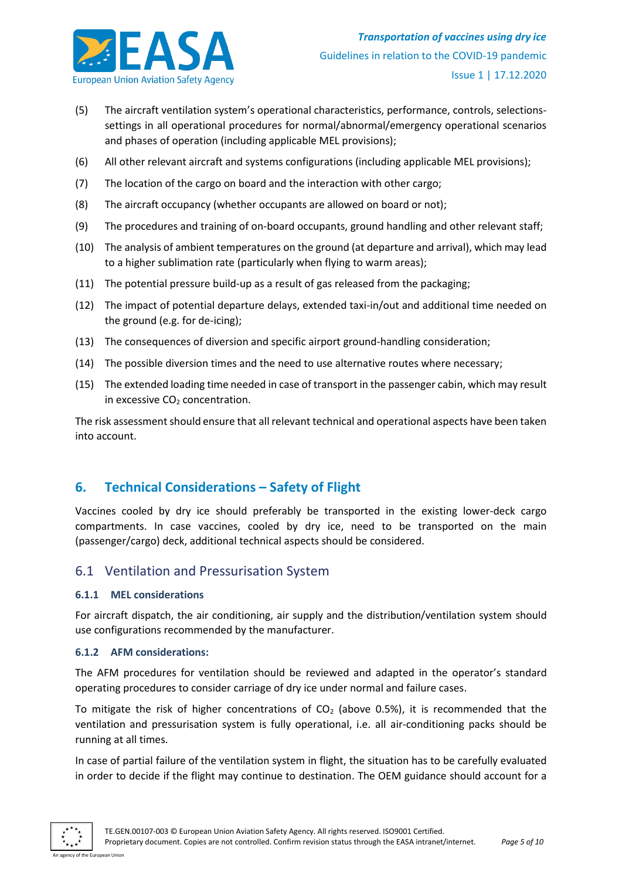(5) The aircraft ventilation system's operational characteristics, performance, controls, selections-settings in all operational procedures for normal/abnormal/emergency operational scenarios and phases of operation (including applicable MEL provisions);

(6) All other relevant aircraft and systems configurations (including applicable MEL provisions);

(7) The location of the cargo on board and the interaction with other cargo;

(8) The aircraft occupancy (whether occupants are allowed on board or not);

(9) The procedures and training of on-board occupants, ground handling and other relevant staff;

(10) The analysis of ambient temperatures on the ground (at departure and arrival), which may lead to a higher sublimation rate (particularly when flying to warm areas);

(11) The potential pressure build-up as a result of gas released from the packaging;

(12) The impact of potential departure delays, extended taxi-in/out and additional time needed on the ground (e.g. for de-icing);

(13) The consequences of diversion and specific airport ground-handling consideration;

(14) The possible diversion times and the need to use alternative routes where necessary;

(15) The extended loading time needed in case of transport in the passenger cabin, which may result in excessive $CO_2$ concentration.

The risk assessment should ensure that all relevant technical and operational aspects have been taken into account.

## 6. Technical Considerations – Safety of Flight

Vaccines cooled by dry ice should preferably be transported in the existing lower-deck cargo compartments. In case vaccines, cooled by dry ice, need to be transported on the main (passenger/cargo) deck, additional technical aspects should be considered.

### 6.1 Ventilation and Pressurisation System

#### 6.1.1 MEL considerations

For aircraft dispatch, the air conditioning, air supply and the distribution/ventilation system should use configurations recommended by the manufacturer.

#### 6.1.2 AFM considerations:

The AFM procedures for ventilation should be reviewed and adapted in the operator's standard operating procedures to consider carriage of dry ice under normal and failure cases.

To mitigate the risk of higher concentrations of $CO_2$ (above 0.5%), it is recommended that the ventilation and pressurisation system is fully operational, i.e. all air-conditioning packs should be running at all times.

In case of partial failure of the ventilation system in flight, the situation has to be carefully evaluated in order to decide if the flight may continue to destination. The OEM guidance should account for a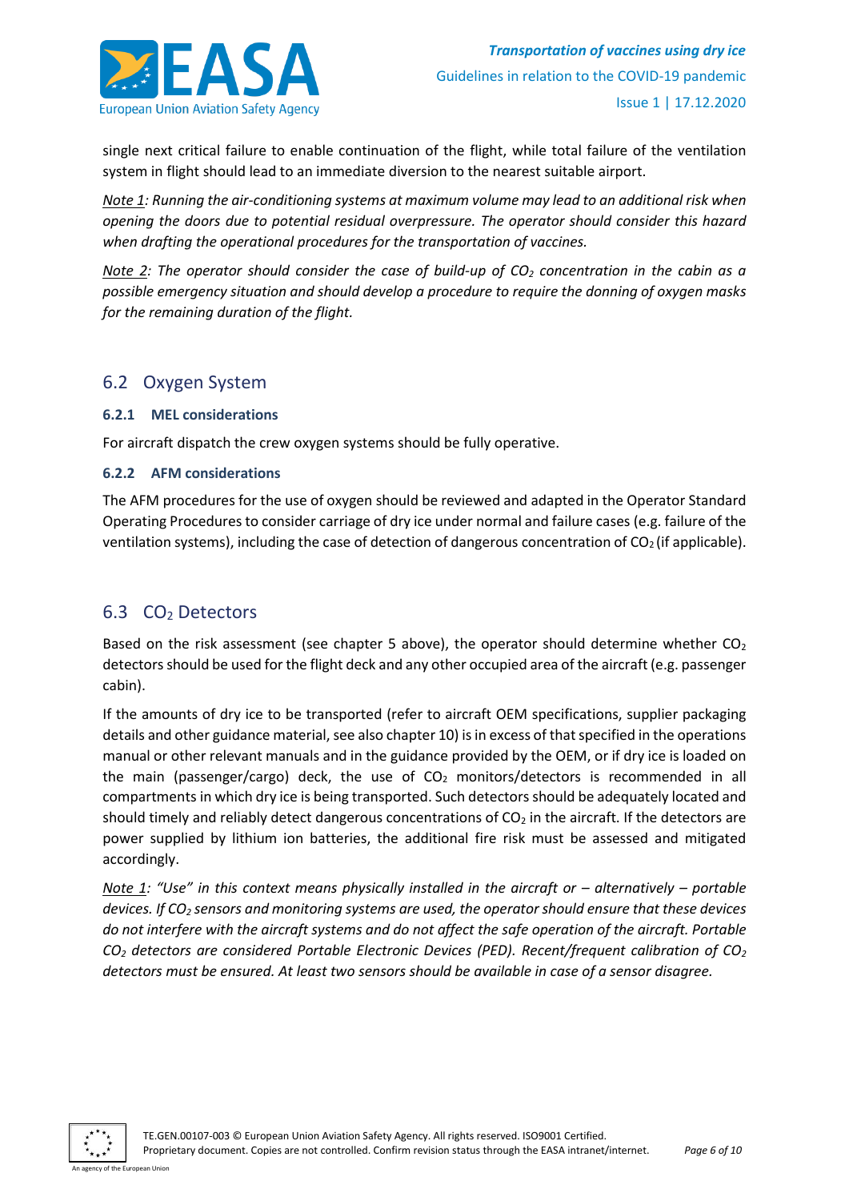single next critical failure to enable continuation of the flight, while total failure of the ventilation system in flight should lead to an immediate diversion to the nearest suitable airport.

*Note 1: Running the air-conditioning systems at maximum volume may lead to an additional risk when opening the doors due to potential residual overpressure. The operator should consider this hazard when drafting the operational procedures for the transportation of vaccines.*

*Note 2: The operator should consider the case of build-up of $CO_2$ concentration in the cabin as a possible emergency situation and should develop a procedure to require the donning of oxygen masks for the remaining duration of the flight.*

## 6.2 Oxygen System

### 6.2.1 MEL considerations

For aircraft dispatch the crew oxygen systems should be fully operative.

### 6.2.2 AFM considerations

The AFM procedures for the use of oxygen should be reviewed and adapted in the Operator Standard Operating Procedures to consider carriage of dry ice under normal and failure cases (e.g. failure of the ventilation systems), including the case of detection of dangerous concentration of $CO_2$ (if applicable).

## 6.3 $CO_2$ Detectors

Based on the risk assessment (see chapter 5 above), the operator should determine whether $CO_2$ detectors should be used for the flight deck and any other occupied area of the aircraft (e.g. passenger cabin).

If the amounts of dry ice to be transported (refer to aircraft OEM specifications, supplier packaging details and other guidance material, see also chapter 10) is in excess of that specified in the operations manual or other relevant manuals and in the guidance provided by the OEM, or if dry ice is loaded on the main (passenger/cargo) deck, the use of $CO_2$ monitors/detectors is recommended in all compartments in which dry ice is being transported. Such detectors should be adequately located and should timely and reliably detect dangerous concentrations of $CO_2$ in the aircraft. If the detectors are power supplied by lithium ion batteries, the additional fire risk must be assessed and mitigated accordingly.

*Note 1: "Use" in this context means physically installed in the aircraft or – alternatively – portable devices. If $CO_2$ sensors and monitoring systems are used, the operator should ensure that these devices do not interfere with the aircraft systems and do not affect the safe operation of the aircraft. Portable $CO_2$ detectors are considered Portable Electronic Devices (PED). Recent/frequent calibration of $CO_2$ detectors must be ensured. At least two sensors should be available in case of a sensor disagree.*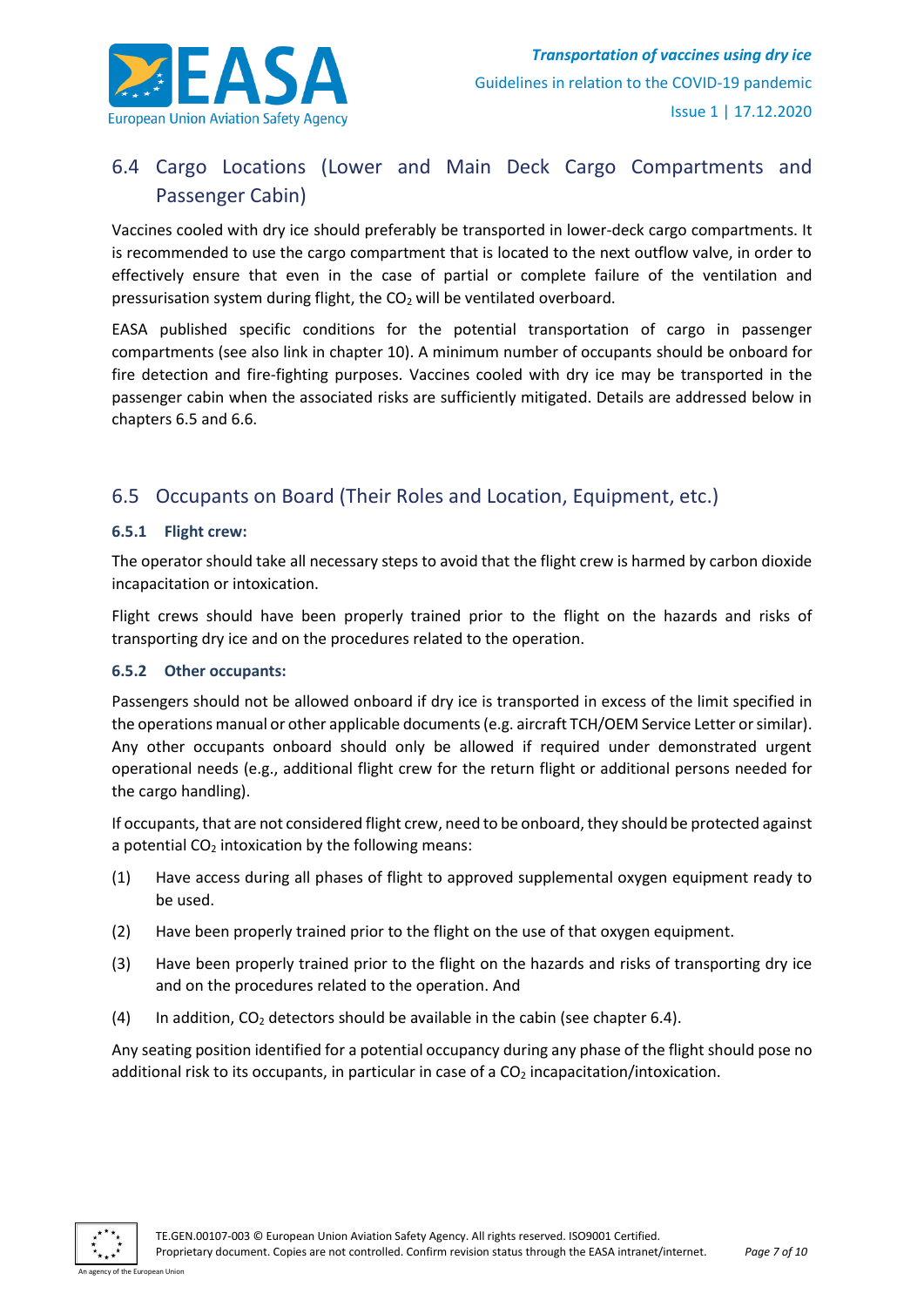## 6.4 Cargo Locations (Lower and Main Deck Cargo Compartments and Passenger Cabin)

Vaccines cooled with dry ice should preferably be transported in lower-deck cargo compartments. It is recommended to use the cargo compartment that is located to the next outflow valve, in order to effectively ensure that even in the case of partial or complete failure of the ventilation and pressurisation system during flight, the $CO_2$ will be ventilated overboard.

EASA published specific conditions for the potential transportation of cargo in passenger compartments (see also link in chapter 10). A minimum number of occupants should be onboard for fire detection and fire-fighting purposes. Vaccines cooled with dry ice may be transported in the passenger cabin when the associated risks are sufficiently mitigated. Details are addressed below in chapters 6.5 and 6.6.

## 6.5 Occupants on Board (Their Roles and Location, Equipment, etc.)

### 6.5.1 Flight crew:

The operator should take all necessary steps to avoid that the flight crew is harmed by carbon dioxide incapacitation or intoxication.

Flight crews should have been properly trained prior to the flight on the hazards and risks of transporting dry ice and on the procedures related to the operation.

### 6.5.2 Other occupants:

Passengers should not be allowed onboard if dry ice is transported in excess of the limit specified in the operations manual or other applicable documents (e.g. aircraft TCH/OEM Service Letter or similar). Any other occupants onboard should only be allowed if required under demonstrated urgent operational needs (e.g., additional flight crew for the return flight or additional persons needed for the cargo handling).

If occupants, that are not considered flight crew, need to be onboard, they should be protected against a potential $CO_2$ intoxication by the following means:

(1) Have access during all phases of flight to approved supplemental oxygen equipment ready to be used.

(2) Have been properly trained prior to the flight on the use of that oxygen equipment.

(3) Have been properly trained prior to the flight on the hazards and risks of transporting dry ice and on the procedures related to the operation. And

(4) In addition, $CO_2$ detectors should be available in the cabin (see chapter 6.4).

Any seating position identified for a potential occupancy during any phase of the flight should pose no additional risk to its occupants, in particular in case of a $CO_2$ incapacitation/intoxication.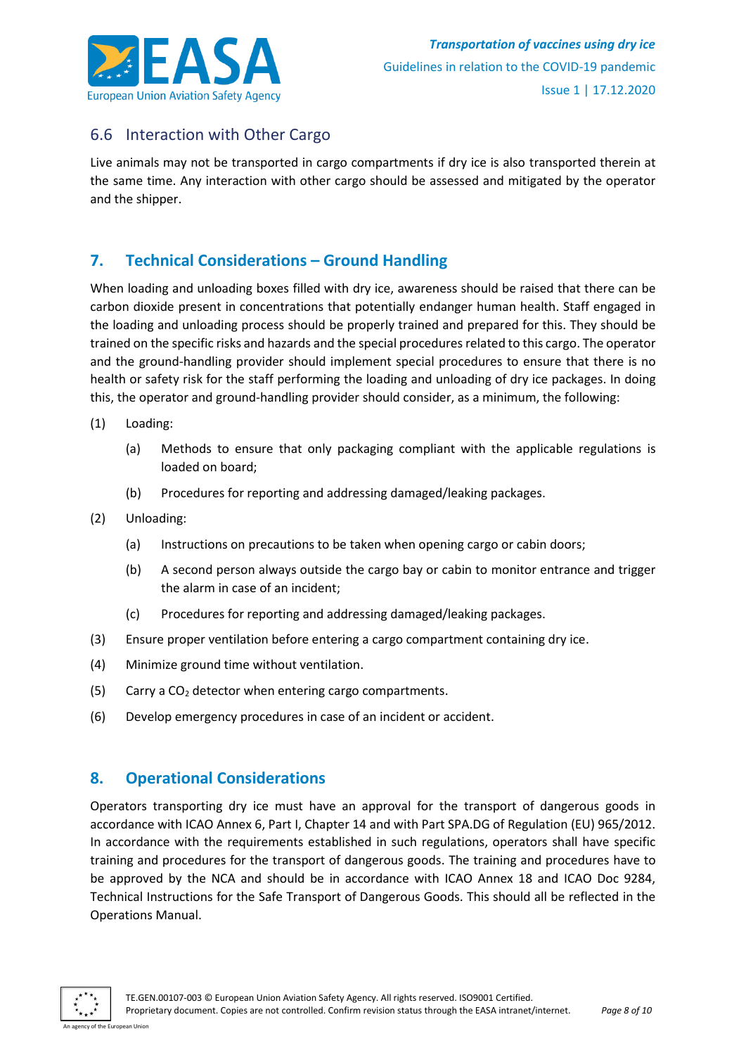## 6.6 Interaction with Other Cargo

Live animals may not be transported in cargo compartments if dry ice is also transported therein at the same time. Any interaction with other cargo should be assessed and mitigated by the operator and the shipper.

# 7. Technical Considerations – Ground Handling

When loading and unloading boxes filled with dry ice, awareness should be raised that there can be carbon dioxide present in concentrations that potentially endanger human health. Staff engaged in the loading and unloading process should be properly trained and prepared for this. They should be trained on the specific risks and hazards and the special procedures related to this cargo. The operator and the ground-handling provider should implement special procedures to ensure that there is no health or safety risk for the staff performing the loading and unloading of dry ice packages. In doing this, the operator and ground-handling provider should consider, as a minimum, the following:

(1) Loading:

  (a) Methods to ensure that only packaging compliant with the applicable regulations is loaded on board;

  (b) Procedures for reporting and addressing damaged/leaking packages.

(2) Unloading:

  (a) Instructions on precautions to be taken when opening cargo or cabin doors;

  (b) A second person always outside the cargo bay or cabin to monitor entrance and trigger the alarm in case of an incident;

  (c) Procedures for reporting and addressing damaged/leaking packages.

(3) Ensure proper ventilation before entering a cargo compartment containing dry ice.

(4) Minimize ground time without ventilation.

(5) Carry a $CO_2$ detector when entering cargo compartments.

(6) Develop emergency procedures in case of an incident or accident.

# 8. Operational Considerations

Operators transporting dry ice must have an approval for the transport of dangerous goods in accordance with ICAO Annex 6, Part I, Chapter 14 and with Part SPA.DG of Regulation (EU) 965/2012. In accordance with the requirements established in such regulations, operators shall have specific training and procedures for the transport of dangerous goods. The training and procedures have to be approved by the NCA and should be in accordance with ICAO Annex 18 and ICAO Doc 9284, Technical Instructions for the Safe Transport of Dangerous Goods. This should all be reflected in the Operations Manual.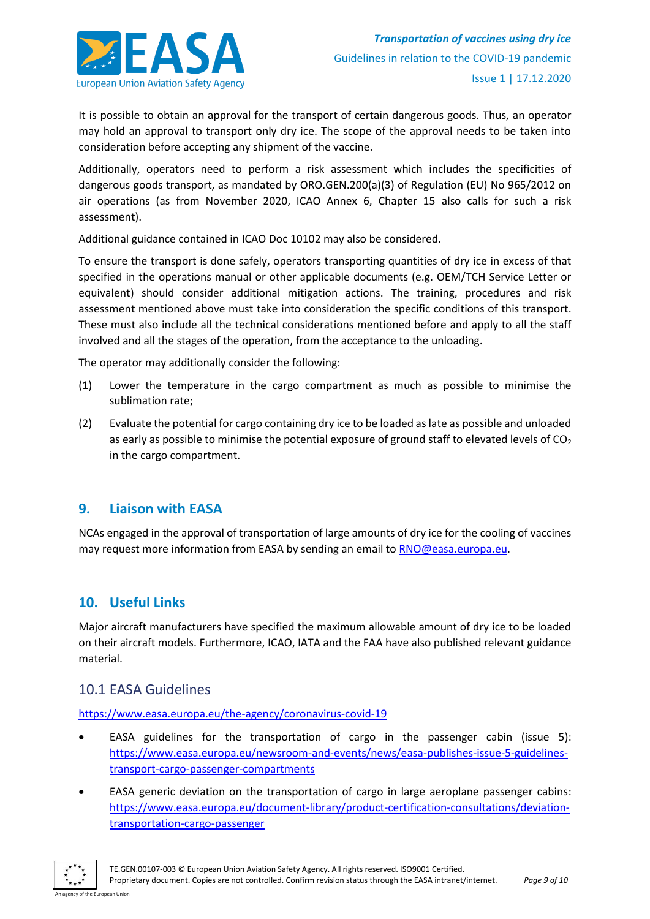It is possible to obtain an approval for the transport of certain dangerous goods. Thus, an operator may hold an approval to transport only dry ice. The scope of the approval needs to be taken into consideration before accepting any shipment of the vaccine.

Additionally, operators need to perform a risk assessment which includes the specificities of dangerous goods transport, as mandated by ORO.GEN.200(a)(3) of Regulation (EU) No 965/2012 on air operations (as from November 2020, ICAO Annex 6, Chapter 15 also calls for such a risk assessment).

Additional guidance contained in ICAO Doc 10102 may also be considered.

To ensure the transport is done safely, operators transporting quantities of dry ice in excess of that specified in the operations manual or other applicable documents (e.g. OEM/TCH Service Letter or equivalent) should consider additional mitigation actions. The training, procedures and risk assessment mentioned above must take into consideration the specific conditions of this transport. These must also include all the technical considerations mentioned before and apply to all the staff involved and all the stages of the operation, from the acceptance to the unloading.

The operator may additionally consider the following:

(1) Lower the temperature in the cargo compartment as much as possible to minimise the sublimation rate;

(2) Evaluate the potential for cargo containing dry ice to be loaded as late as possible and unloaded as early as possible to minimise the potential exposure of ground staff to elevated levels of $CO_2$ in the cargo compartment.

## 9. Liaison with EASA

NCAs engaged in the approval of transportation of large amounts of dry ice for the cooling of vaccines may request more information from EASA by sending an email to RNO@easa.europa.eu.

## 10. Useful Links

Major aircraft manufacturers have specified the maximum allowable amount of dry ice to be loaded on their aircraft models. Furthermore, ICAO, IATA and the FAA have also published relevant guidance material.

### 10.1 EASA Guidelines

https://www.easa.europa.eu/the-agency/coronavirus-covid-19

- EASA guidelines for the transportation of cargo in the passenger cabin (issue 5): https://www.easa.europa.eu/newsroom-and-events/news/easa-publishes-issue-5-guidelines-transport-cargo-passenger-compartments
- EASA generic deviation on the transportation of cargo in large aeroplane passenger cabins: https://www.easa.europa.eu/document-library/product-certification-consultations/deviation-transportation-cargo-passenger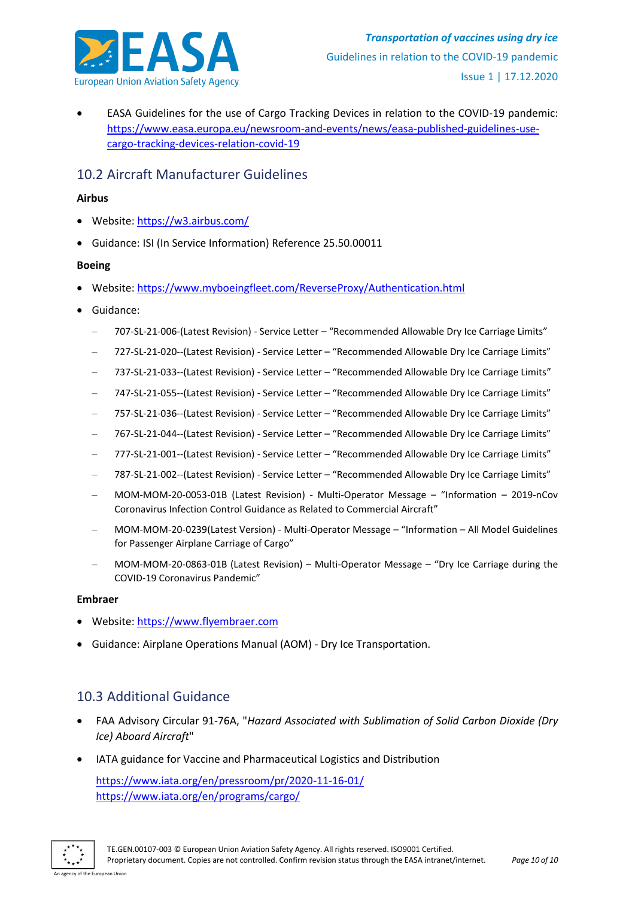- EASA Guidelines for the use of Cargo Tracking Devices in relation to the COVID-19 pandemic: https://www.easa.europa.eu/newsroom-and-events/news/easa-published-guidelines-use-cargo-tracking-devices-relation-covid-19

## 10.2 Aircraft Manufacturer Guidelines

**Airbus**

- Website: https://w3.airbus.com/
- Guidance: ISI (In Service Information) Reference 25.50.00011

**Boeing**

- Website: https://www.myboeingfleet.com/ReverseProxy/Authentication.html
- Guidance:
  - 707-SL-21-006-(Latest Revision) - Service Letter – "Recommended Allowable Dry Ice Carriage Limits"
  - 727-SL-21-020--(Latest Revision) - Service Letter – "Recommended Allowable Dry Ice Carriage Limits"
  - 737-SL-21-033--(Latest Revision) - Service Letter – "Recommended Allowable Dry Ice Carriage Limits"
  - 747-SL-21-055--(Latest Revision) - Service Letter – "Recommended Allowable Dry Ice Carriage Limits"
  - 757-SL-21-036--(Latest Revision) - Service Letter – "Recommended Allowable Dry Ice Carriage Limits"
  - 767-SL-21-044--(Latest Revision) - Service Letter – "Recommended Allowable Dry Ice Carriage Limits"
  - 777-SL-21-001--(Latest Revision) - Service Letter – "Recommended Allowable Dry Ice Carriage Limits"
  - 787-SL-21-002--(Latest Revision) - Service Letter – "Recommended Allowable Dry Ice Carriage Limits"
  - MOM-MOM-20-0053-01B (Latest Revision) - Multi-Operator Message – "Information – 2019-nCov Coronavirus Infection Control Guidance as Related to Commercial Aircraft"
  - MOM-MOM-20-0239(Latest Version) - Multi-Operator Message – "Information – All Model Guidelines for Passenger Airplane Carriage of Cargo"
  - MOM-MOM-20-0863-01B (Latest Revision) – Multi-Operator Message – "Dry Ice Carriage during the COVID-19 Coronavirus Pandemic"

**Embraer**

- Website: https://www.flyembraer.com
- Guidance: Airplane Operations Manual (AOM) - Dry Ice Transportation.

## 10.3 Additional Guidance

- FAA Advisory Circular 91-76A, "*Hazard Associated with Sublimation of Solid Carbon Dioxide (Dry Ice) Aboard Aircraft*"
- IATA guidance for Vaccine and Pharmaceutical Logistics and Distribution

  https://www.iata.org/en/pressroom/pr/2020-11-16-01/
  https://www.iata.org/en/programs/cargo/